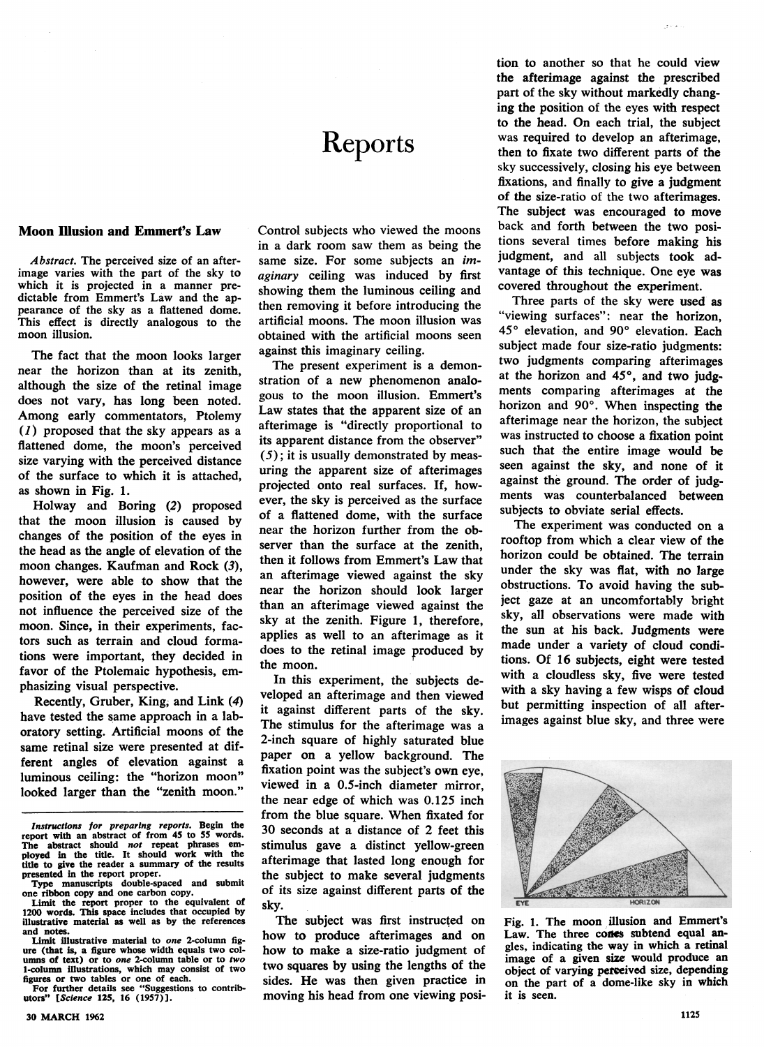# Reports

## Moon Illusion and Emmert's Law

*Abstract.* The perceived size of an afterimage varies with the part of the sky to which it is projected in a manner predictable from Emmert's Law and the appearance of the sky as a flattened dome. This effect is directly analogous to the moon illusion.

The fact that the moon looks larger near the horizon than at its zenith, although the size of the retinal image does not vary, has long been noted. Among early commentators, Ptolemy (*1*) proposed that the sky appears as a flattened dome, the moon's perceived size varying with the perceived distance of the surface to which it is attached, as shown in Fig. 1.

Holway and Boring (*2*) proposed that the moon illusion is caused by changes of the position of the eyes in the head as the angle of elevation of the moon changes. Kaufman and Rock (*3*), however, were able to show that the position of the eyes in the head does not influence the perceived size of the moon. Since, in their experiments, factors such as terrain and cloud formations were important, they decided in favor of the Ptolemaic hypothesis, emphasizing visual perspective.

Recently, Gruber, King, and Link (*4*) have tested the same approach in a laboratory setting. Artificial moons of the same retinal size were presented at different angles of elevation against a luminous ceiling: the "horizon moon" looked larger than the "zenith moon." Control subjects who viewed the moons in a dark room saw them as being the same size. For some subjects an *imaginary* ceiling was induced by first showing them the luminous ceiling and then removing it before introducing the artificial moons. The moon illusion was obtained with the artificial moons seen against this imaginary ceiling.

The present experiment is a demonstration of a new phenomenon analogous to the moon illusion. Emmert's Law states that the apparent size of an afterimage is "directly proportional to its apparent distance from the observer" (*5*); it is usually demonstrated by measuring the apparent size of afterimages projected onto real surfaces. If, however, the sky is perceived as the surface of a flattened dome, with the surface near the horizon further from the observer than the surface at the zenith, then it follows from Emmert's Law that an afterimage viewed against the sky near the horizon should look larger than an afterimage viewed against the sky at the zenith. Figure 1, therefore, applies as well to an afterimage as it does to the retinal image produced by the moon.

In this experiment, the subjects developed an afterimage and then viewed it against different parts of the sky. The stimulus for the afterimage was a 2-inch square of highly saturated blue paper on a yellow background. The fixation point was the subject's own eye, viewed in a 0.5-inch diameter mirror, the near edge of which was 0.125 inch from the blue square. When fixated for 30 seconds at a distance of 2 feet this stimulus gave a distinct yellow-green afterimage that lasted long enough for the subject to make several judgments of its size against different parts of the sky.

The subject was first instructed on how to produce afterimages and on how to make a size-ratio judgment of two squares by using the lengths of the sides. He was then given practice in moving his head from one viewing position to another so that he could view the afterimage against the prescribed part of the sky without markedly changing the position of the eyes with respect to the head. On each trial, the subject was required to develop an afterimage, then to fixate two different parts of the sky successively, closing his eye between fixations, and finally to give a judgment of the size-ratio of the two afterimages. The subject was encouraged to move back and forth between the two positions several times before making his judgment, and all subjects took advantage of this technique. One eye was covered throughout the experiment.

Three parts of the sky were used as "viewing surfaces": near the horizon, 45° elevation, and 90° elevation. Each subject made four size-ratio judgments: two judgments comparing afterimages at the horizon and 45°, and two judgments comparing afterimages at the horizon and 90°. When inspecting the afterimage near the horizon, the subject was instructed to choose a fixation point such that the entire image would be seen against the sky, and none of it against the ground. The order of judgments was counterbalanced between subjects to obviate serial effects.

The experiment was conducted on a rooftop from which a clear view of the horizon could be obtained. The terrain under the sky was flat, with no large obstructions. To avoid having the subject gaze at an uncomfortably bright sky, all observations were made with the sun at his back. Judgments were made under a variety of cloud conditions. Of 16 subjects, eight were tested with a cloudless sky, five were tested with a sky having a few wisps of cloud but permitting inspection of all afterimages against blue sky, and three were

Fig. 1. The moon illusion and Emmert's Law. The three cones subtend equal angles, indicating the way in which a retinal image of a given size would produce an object of varying perceived size, depending on the part of a dome-like sky in which it is seen.

---

*Instructions for preparing reports.* Begin the report with an abstract of from 45 to 55 words. The abstract should *not* repeat phrases employed in the title. It should work with the title to give the reader a summary of the results presented in the report proper.

Type manuscripts double-spaced and submit one ribbon copy and one carbon copy.

Limit the report proper to the equivalent of 1200 words. This space includes that occupied by illustrative material as well as by the references and notes.

Limit illustrative material to *one* 2-column figure (that is, a figure whose width equals two columns of text) or to *one* 2-column table or to *two* 1-column illustrations, which may consist of two figures or two tables or one of each.

For further details see "Suggestions to contributors" [*Science* 125, 16 (1957)].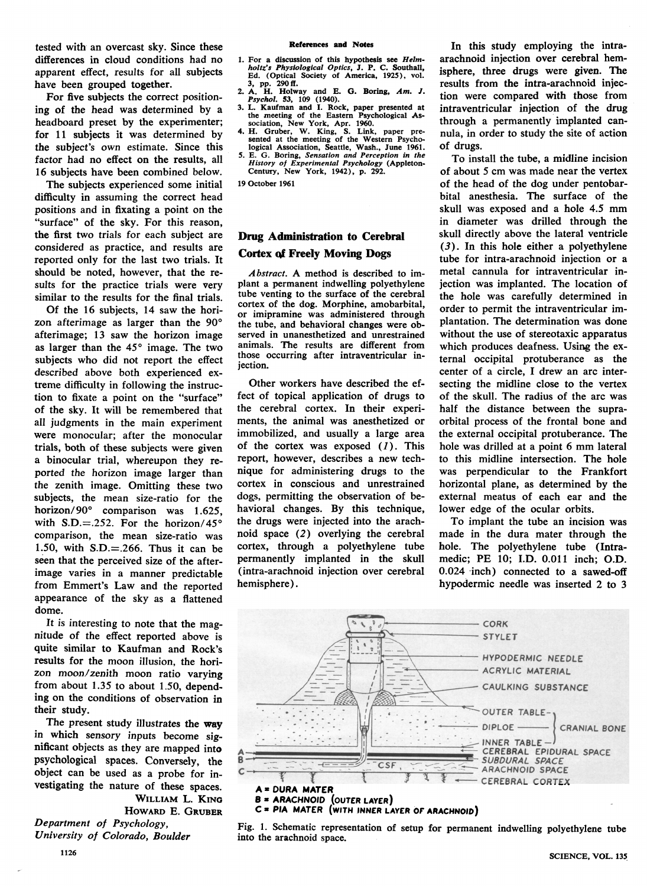tested with an overcast sky. Since these differences in cloud conditions had no apparent effect, results for all subjects have been grouped together.

For five subjects the correct positioning of the head was determined by a headboard preset by the experimenter; for 11 subjects it was determined by the subject's own estimate. Since this factor had no effect on the results, all 16 subjects have been combined below.

The subjects experienced some initial difficulty in assuming the correct head positions and in fixating a point on the "surface" of the sky. For this reason, the first two trials for each subject are considered as practice, and results are reported only for the last two trials. It should be noted, however, that the results for the practice trials were very similar to the results for the final trials.

Of the 16 subjects, 14 saw the horizon afterimage as larger than the 90° afterimage; 13 saw the horizon image as larger than the 45° image. The two subjects who did not report the effect described above both experienced extreme difficulty in following the instruction to fixate a point on the "surface" of the sky. It will be remembered that all judgments in the main experiment were monocular; after the monocular trials, both of these subjects were given a binocular trial, whereupon they reported the horizon image larger than the zenith image. Omitting these two subjects, the mean size-ratio for the horizon/90° comparison was 1.625, with S.D.=.252. For the horizon/45° comparison, the mean size-ratio was 1.50, with S.D.=.266. Thus it can be seen that the perceived size of the afterimage varies in a manner predictable from Emmert's Law and the reported appearance of the sky as a flattened dome.

It is interesting to note that the magnitude of the effect reported above is quite similar to Kaufman and Rock's results for the moon illusion, the horizon moon/zenith moon ratio varying from about 1.35 to about 1.50, depending on the conditions of observation in their study.

The present study illustrates the way in which sensory inputs become significant objects as they are mapped into psychological spaces. Conversely, the object can be used as a probe for investigating the nature of these spaces.

WILLIAM L. KING
HOWARD E. GRUBER

*Department of Psychology, University of Colorado, Boulder*

### References and Notes

1. For a discussion of this hypothesis see *Helmholtz's Physiological Optics*, J. P. C. Southall, Ed. (Optical Society of America, 1925), vol. 3, pp. 290 ff.
2. A. H. Holway and E. G. Boring, *Am. J. Psychol.* 53, 109 (1940).
3. L. Kaufman and I. Rock, paper presented at the meeting of the Eastern Psychological Association, New York, Apr. 1960.
4. H. Gruber, W. King, S. Link, paper presented at the meeting of the Western Psychological Association, Seattle, Wash., June 1961.
5. E. G. Boring, *Sensation and Perception in the History of Experimental Psychology* (Appleton-Century, New York, 1942), p. 292.

19 October 1961

## Drug Administration to Cerebral Cortex of Freely Moving Dogs

*Abstract*. A method is described to implant a permanent indwelling polyethylene tube venting to the surface of the cerebral cortex of the dog. Morphine, amobarbital, or imipramine was administered through the tube, and behavioral changes were observed in unanesthetized and unrestrained animals. The results are different from those occurring after intraventricular injection.

Other workers have described the effect of topical application of drugs to the cerebral cortex. In their experiments, the animal was anesthetized or immobilized, and usually a large area of the cortex was exposed (*1*). This report, however, describes a new technique for administering drugs to the cortex in conscious and unrestrained dogs, permitting the observation of behavioral changes. By this technique, the drugs were injected into the arachnoid space (*2*) overlying the cerebral cortex, through a polyethylene tube permanently implanted in the skull (intra-arachnoid injection over cerebral hemisphere).

In this study employing the intra-arachnoid injection over cerebral hemisphere, three drugs were given. The results from the intra-arachnoid injection were compared with those from intraventricular injection of the drug through a permanently implanted cannula, in order to study the site of action of drugs.

To install the tube, a midline incision of about 5 cm was made near the vertex of the head of the dog under pentobarbital anesthesia. The surface of the skull was exposed and a hole 4.5 mm in diameter was drilled through the skull directly above the lateral ventricle (*3*). In this hole either a polyethylene tube for intra-arachnoid injection or a metal cannula for intraventricular injection was implanted. The location of the hole was carefully determined in order to permit the intraventricular implantation. The determination was done without the use of stereotaxic apparatus which produces deafness. Using the external occipital protuberance as the center of a circle, I drew an arc intersecting the midline close to the vertex of the skull. The radius of the arc was half the distance between the supraorbital process of the frontal bone and the external occipital protuberance. The hole was drilled at a point 6 mm lateral to this midline intersection. The hole was perpendicular to the Frankfort horizontal plane, as determined by the external meatus of each ear and the lower edge of the ocular orbits.

To implant the tube an incision was made in the dura mater through the hole. The polyethylene tube (Intramedic; PE 10; I.D. 0.011 inch; O.D. 0.024 inch) connected to a sawed-off hypodermic needle was inserted 2 to 3

CORK
STYLET
HYPODERMIC NEEDLE
ACRYLIC MATERIAL
CAULKING SUBSTANCE
OUTER TABLE
DIPLOE
INNER TABLE
CRANIAL BONE
CEREBRAL EPIDURAL SPACE
SUBDURAL SPACE
ARACHNOID SPACE
CEREBRAL CORTEX
CSF
A
B
C
A = DURA MATER
B = ARACHNOID (OUTER LAYER)
C = PIA MATER (WITH INNER LAYER OF ARACHNOID)

Fig. 1. Schematic representation of setup for permanent indwelling polyethylene tube into the arachnoid space.